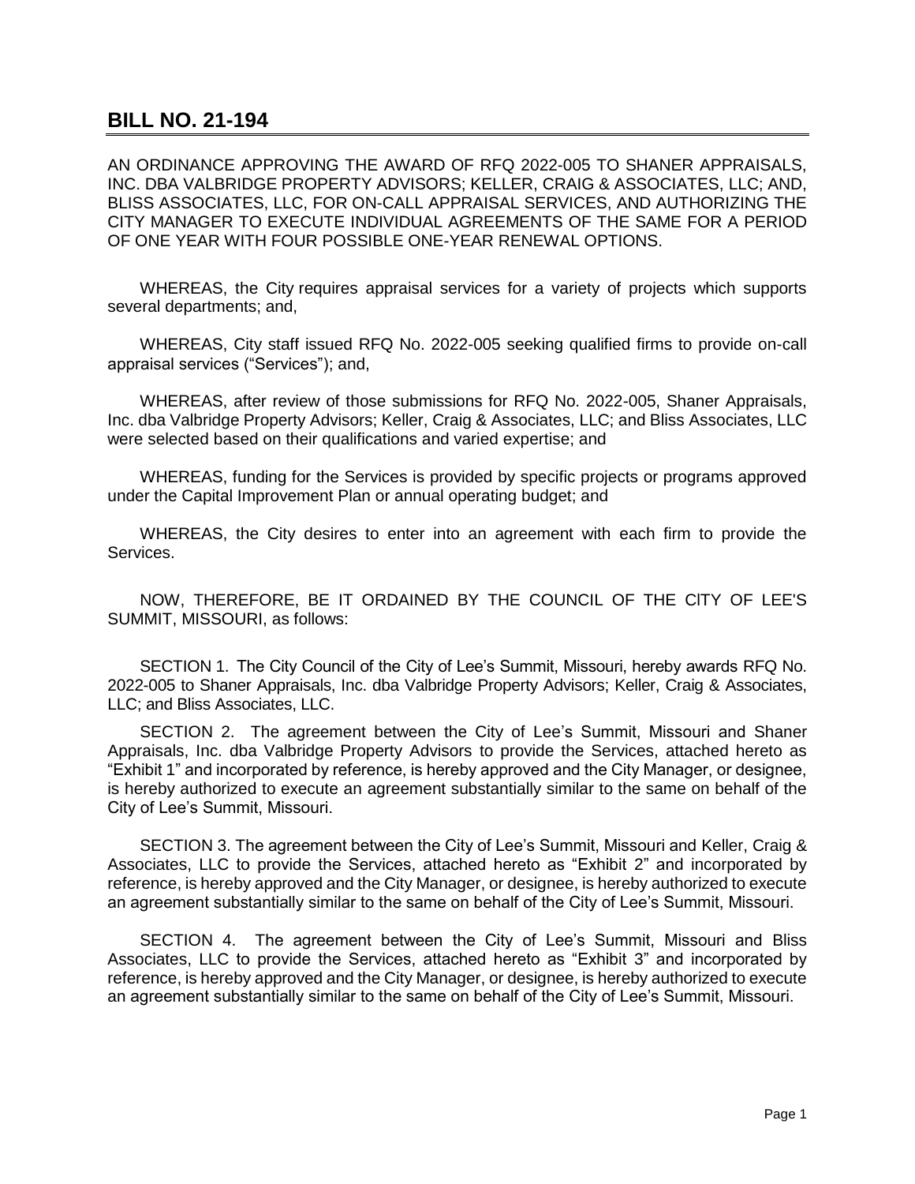## BILL NO. 21-194

AN ORDINANCE APPROVING THE AWARD OF RFQ 2022-005 TO SHANER APPRAISALS, INC. DBA VALBRIDGE PROPERTY ADVISORS; KELLER, CRAIG & ASSOCIATES, LLC; AND, BLISS ASSOCIATES, LLC, FOR ON-CALL APPRAISAL SERVICES, AND AUTHORIZING THE CITY MANAGER TO EXECUTE INDIVIDUAL AGREEMENTS OF THE SAME FOR A PERIOD OF ONE YEAR WITH FOUR POSSIBLE ONE-YEAR RENEWAL OPTIONS.

WHEREAS, the City requires appraisal services for a variety of projects which supports several departments; and,

WHEREAS, City staff issued RFQ No. 2022-005 seeking qualified firms to provide on-call appraisal services ("Services"); and,

WHEREAS, after review of those submissions for RFQ No. 2022-005, Shaner Appraisals, Inc. dba Valbridge Property Advisors; Keller, Craig & Associates, LLC; and Bliss Associates, LLC were selected based on their qualifications and varied expertise; and

WHEREAS, funding for the Services is provided by specific projects or programs approved under the Capital Improvement Plan or annual operating budget; and

WHEREAS, the City desires to enter into an agreement with each firm to provide the Services.

NOW, THEREFORE, BE IT ORDAINED BY THE COUNCIL OF THE CITY OF LEE'S SUMMIT, MISSOURI, as follows:

SECTION 1. The City Council of the City of Lee's Summit, Missouri, hereby awards RFQ No. 2022-005 to Shaner Appraisals, Inc. dba Valbridge Property Advisors; Keller, Craig & Associates, LLC; and Bliss Associates, LLC.

SECTION 2. The agreement between the City of Lee's Summit, Missouri and Shaner Appraisals, Inc. dba Valbridge Property Advisors to provide the Services, attached hereto as "Exhibit 1" and incorporated by reference, is hereby approved and the City Manager, or designee, is hereby authorized to execute an agreement substantially similar to the same on behalf of the City of Lee's Summit, Missouri.

SECTION 3. The agreement between the City of Lee's Summit, Missouri and Keller, Craig & Associates, LLC to provide the Services, attached hereto as "Exhibit 2" and incorporated by reference, is hereby approved and the City Manager, or designee, is hereby authorized to execute an agreement substantially similar to the same on behalf of the City of Lee's Summit, Missouri.

SECTION 4. The agreement between the City of Lee's Summit, Missouri and Bliss Associates, LLC to provide the Services, attached hereto as "Exhibit 3" and incorporated by reference, is hereby approved and the City Manager, or designee, is hereby authorized to execute an agreement substantially similar to the same on behalf of the City of Lee's Summit, Missouri.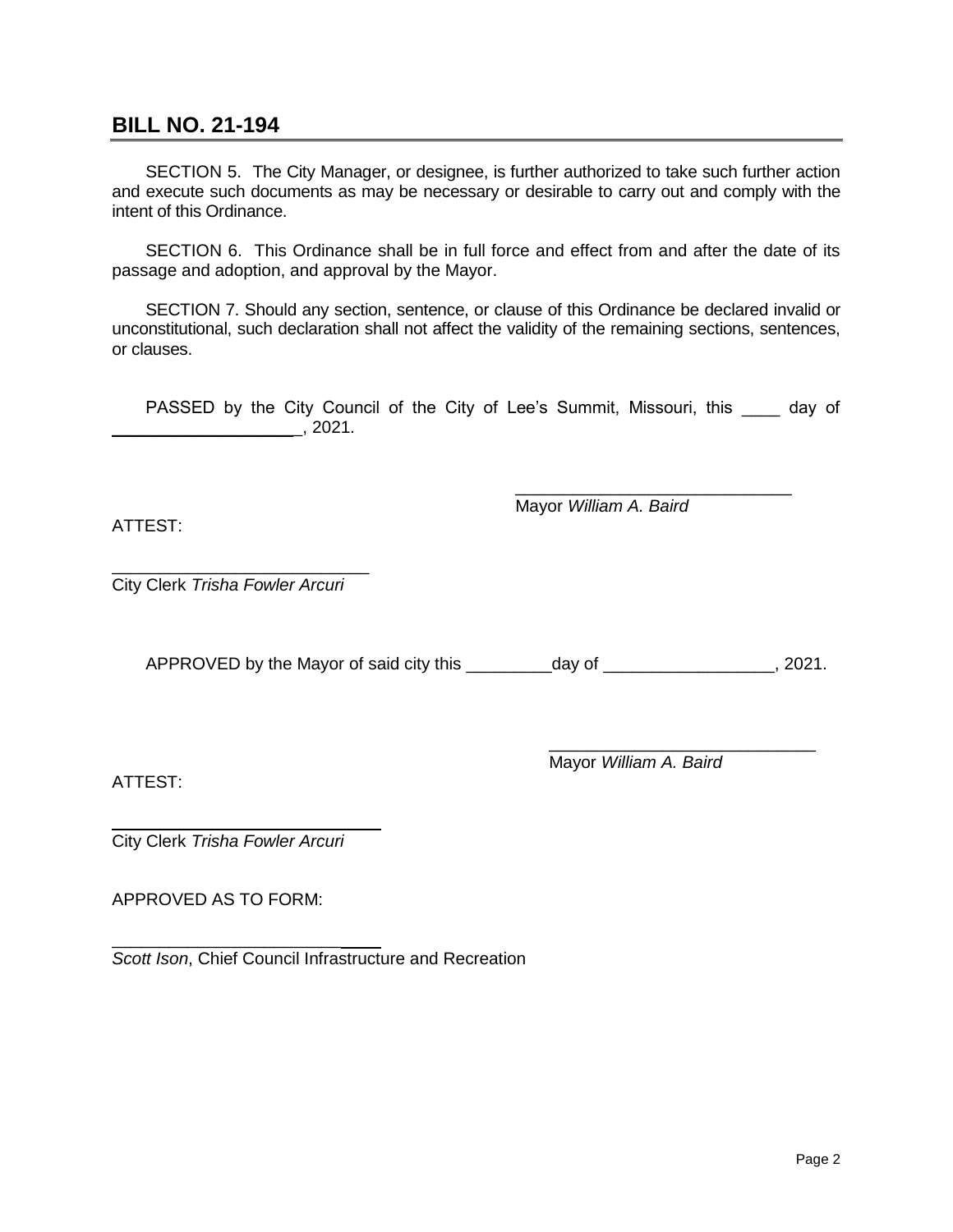## BILL NO. 21-194

SECTION 5. The City Manager, or designee, is further authorized to take such further action and execute such documents as may be necessary or desirable to carry out and comply with the intent of this Ordinance.

SECTION 6. This Ordinance shall be in full force and effect from and after the date of its passage and adoption, and approval by the Mayor.

SECTION 7. Should any section, sentence, or clause of this Ordinance be declared invalid or unconstitutional, such declaration shall not affect the validity of the remaining sections, sentences, or clauses.

PASSED by the City Council of the City of Lee's Summit, Missouri, this ____ day of ____________________, 2021.

______________________________
Mayor *William A. Baird*

ATTEST:

__________________________
City Clerk *Trisha Fowler Arcuri*

APPROVED by the Mayor of said city this _________day of __________________, 2021.

______________________________
Mayor *William A. Baird*

ATTEST:

__________________________
City Clerk *Trisha Fowler Arcuri*

APPROVED AS TO FORM:

__________________________
*Scott Ison*, Chief Council Infrastructure and Recreation